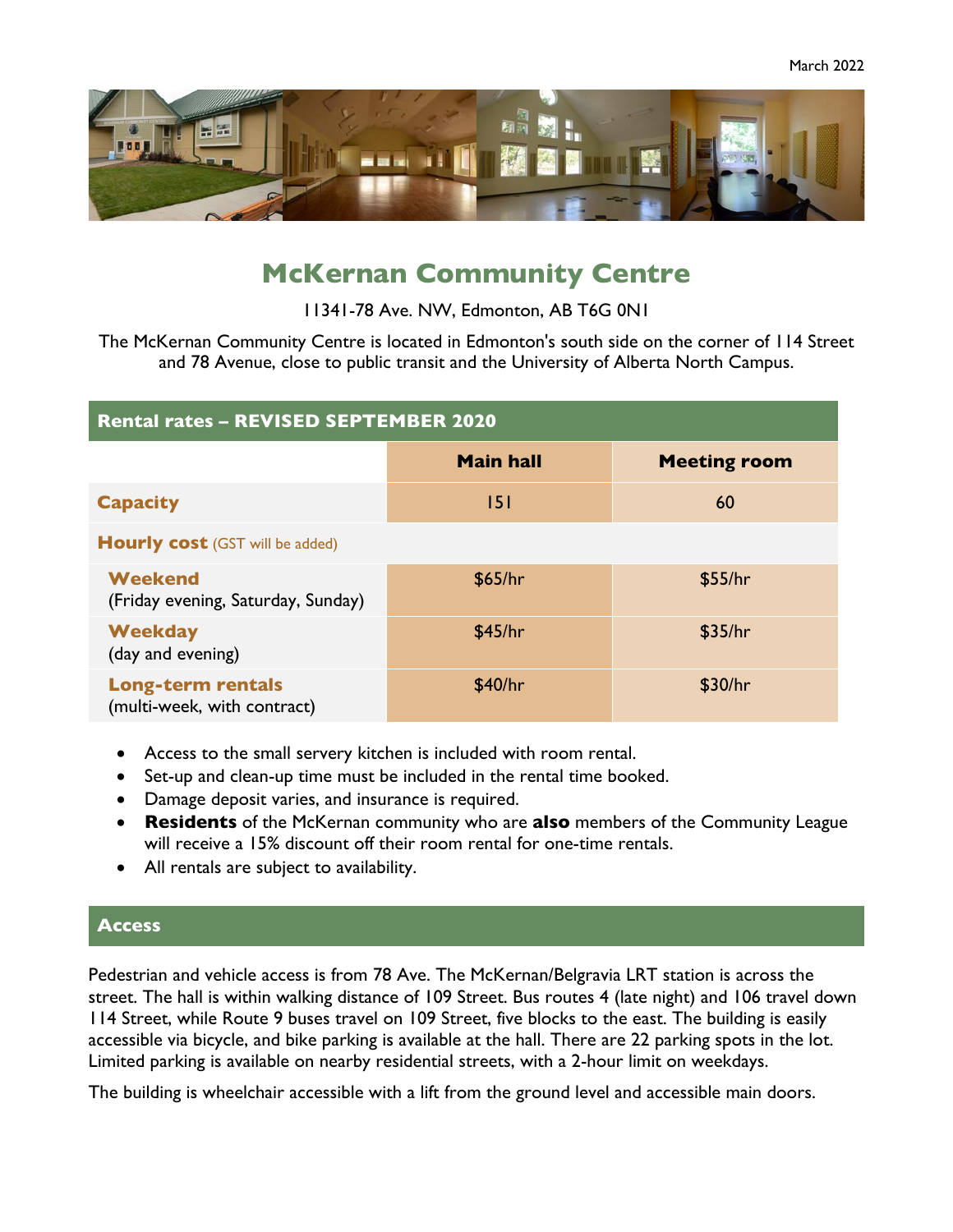March 2022

# McKernan Community Centre

11341-78 Ave. NW, Edmonton, AB T6G 0N1

The McKernan Community Centre is located in Edmonton's south side on the corner of 114 Street and 78 Avenue, close to public transit and the University of Alberta North Campus.

## Rental rates – REVISED SEPTEMBER 2020

| | Main hall | Meeting room |
|---|---|---|
| **Capacity** | 151 | 60 |
| **Hourly cost** (GST will be added) | | |
| **Weekend** (Friday evening, Saturday, Sunday) | $65/hr | $55/hr |
| **Weekday** (day and evening) | $45/hr | $35/hr |
| **Long-term rentals** (multi-week, with contract) | $40/hr | $30/hr |

- Access to the small servery kitchen is included with room rental.
- Set-up and clean-up time must be included in the rental time booked.
- Damage deposit varies, and insurance is required.
- **Residents** of the McKernan community who are **also** members of the Community League will receive a 15% discount off their room rental for one-time rentals.
- All rentals are subject to availability.

## Access

Pedestrian and vehicle access is from 78 Ave. The McKernan/Belgravia LRT station is across the street. The hall is within walking distance of 109 Street. Bus routes 4 (late night) and 106 travel down 114 Street, while Route 9 buses travel on 109 Street, five blocks to the east. The building is easily accessible via bicycle, and bike parking is available at the hall. There are 22 parking spots in the lot. Limited parking is available on nearby residential streets, with a 2-hour limit on weekdays.

The building is wheelchair accessible with a lift from the ground level and accessible main doors.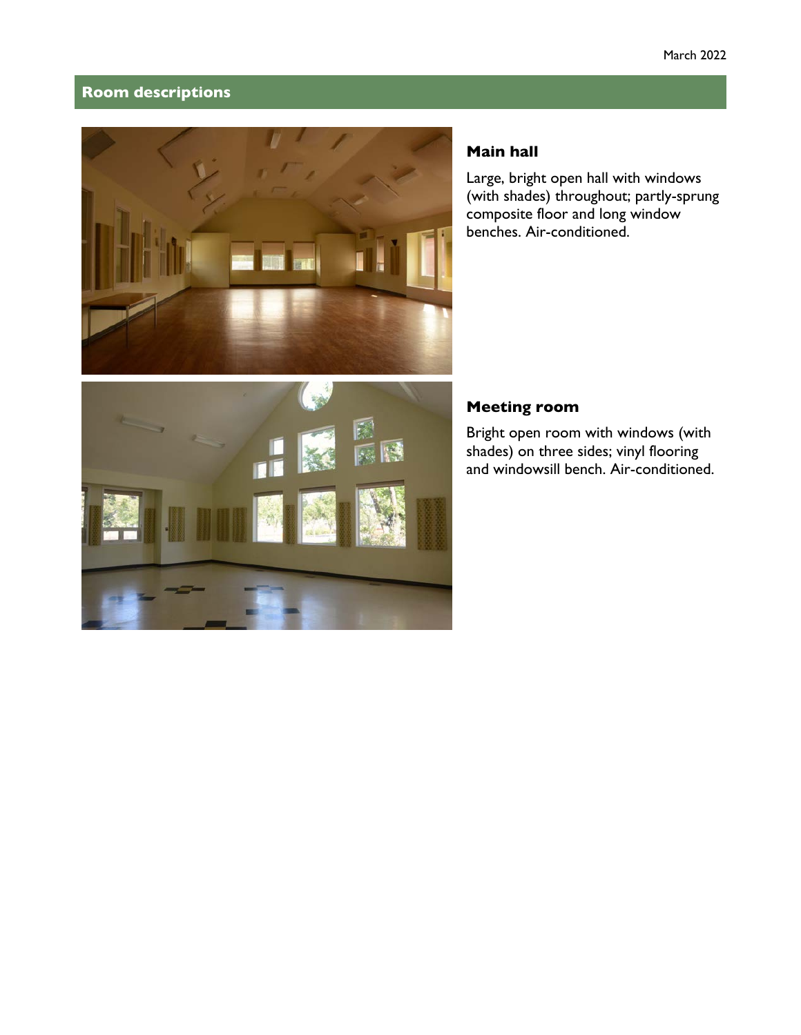## Room descriptions

### Main hall

Large, bright open hall with windows (with shades) throughout; partly-sprung composite floor and long window benches. Air-conditioned.

### Meeting room

Bright open room with windows (with shades) on three sides; vinyl flooring and windowsill bench. Air-conditioned.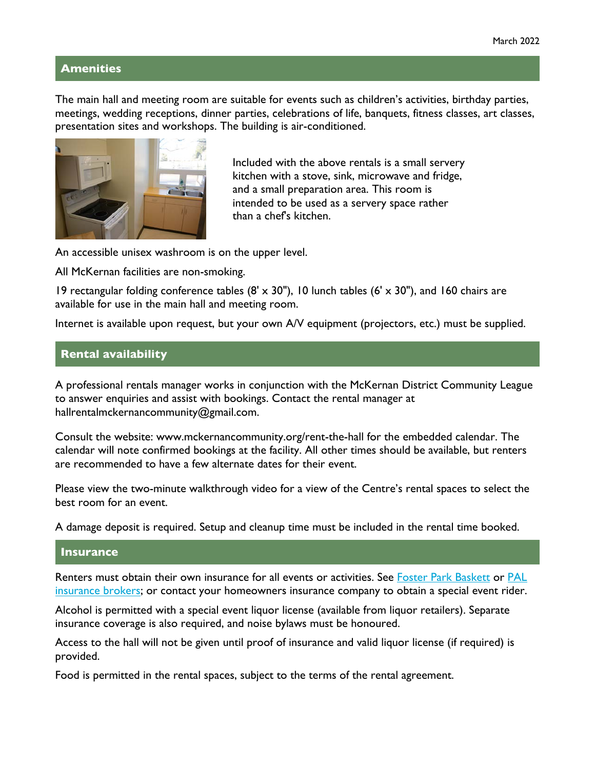## Amenities

The main hall and meeting room are suitable for events such as children's activities, birthday parties, meetings, wedding receptions, dinner parties, celebrations of life, banquets, fitness classes, art classes, presentation sites and workshops. The building is air-conditioned.

Included with the above rentals is a small servery kitchen with a stove, sink, microwave and fridge, and a small preparation area. This room is intended to be used as a servery space rather than a chef's kitchen.

An accessible unisex washroom is on the upper level.

All McKernan facilities are non-smoking.

19 rectangular folding conference tables (8' x 30"), 10 lunch tables (6' x 30"), and 160 chairs are available for use in the main hall and meeting room.

Internet is available upon request, but your own A/V equipment (projectors, etc.) must be supplied.

## Rental availability

A professional rentals manager works in conjunction with the McKernan District Community League to answer enquiries and assist with bookings. Contact the rental manager at hallrentalmckernancommunity@gmail.com.

Consult the website: www.mckernancommunity.org/rent-the-hall for the embedded calendar. The calendar will note confirmed bookings at the facility. All other times should be available, but renters are recommended to have a few alternate dates for their event.

Please view the two-minute walkthrough video for a view of the Centre's rental spaces to select the best room for an event.

A damage deposit is required. Setup and cleanup time must be included in the rental time booked.

## Insurance

Renters must obtain their own insurance for all events or activities. See Foster Park Baskett or PAL insurance brokers; or contact your homeowners insurance company to obtain a special event rider.

Alcohol is permitted with a special event liquor license (available from liquor retailers). Separate insurance coverage is also required, and noise bylaws must be honoured.

Access to the hall will not be given until proof of insurance and valid liquor license (if required) is provided.

Food is permitted in the rental spaces, subject to the terms of the rental agreement.